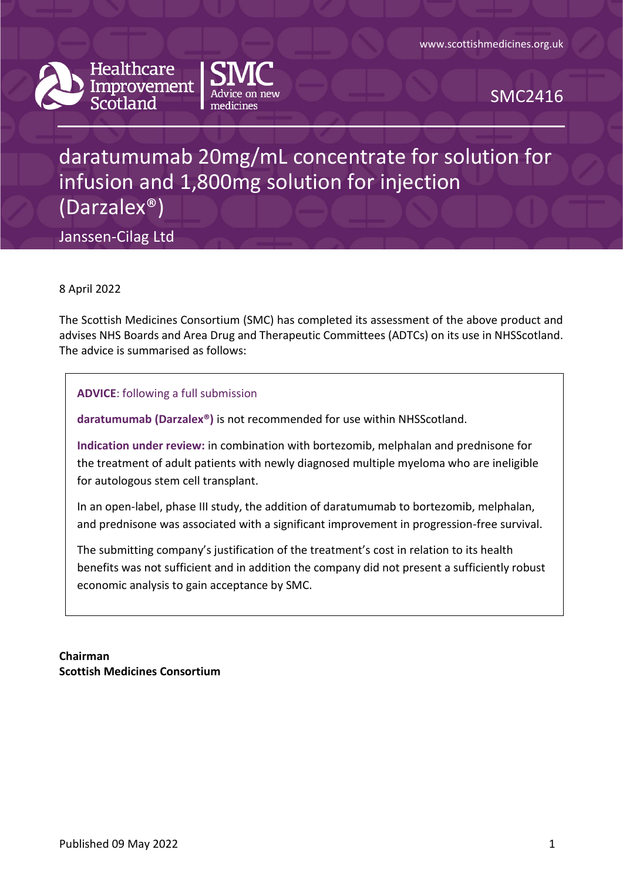www.scottishmedicines.org.uk

Healthcare Improvement Scotland | SMC Advice on new medicines

SMC2416

# daratumumab 20mg/mL concentrate for solution for infusion and 1,800mg solution for injection (Darzalex®)

Janssen-Cilag Ltd

8 April 2022

The Scottish Medicines Consortium (SMC) has completed its assessment of the above product and advises NHS Boards and Area Drug and Therapeutic Committees (ADTCs) on its use in NHSScotland. The advice is summarised as follows:

**ADVICE**: following a full submission

**daratumumab (Darzalex®)** is not recommended for use within NHSScotland.

**Indication under review:** in combination with bortezomib, melphalan and prednisone for the treatment of adult patients with newly diagnosed multiple myeloma who are ineligible for autologous stem cell transplant.

In an open-label, phase III study, the addition of daratumumab to bortezomib, melphalan, and prednisone was associated with a significant improvement in progression-free survival.

The submitting company's justification of the treatment's cost in relation to its health benefits was not sufficient and in addition the company did not present a sufficiently robust economic analysis to gain acceptance by SMC.

**Chairman**
**Scottish Medicines Consortium**

Published 09 May 2022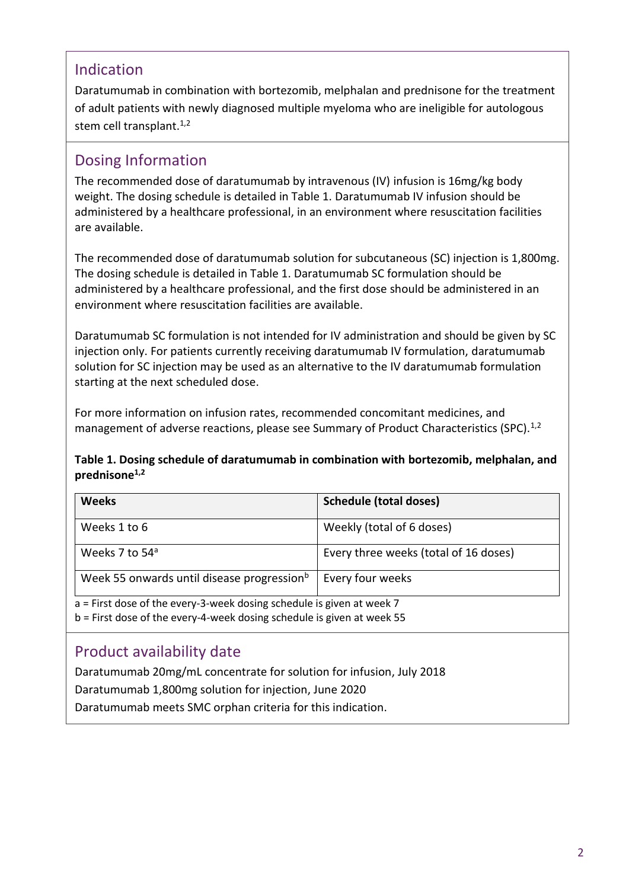## Indication

Daratumumab in combination with bortezomib, melphalan and prednisone for the treatment of adult patients with newly diagnosed multiple myeloma who are ineligible for autologous stem cell transplant.[1,2]

## Dosing Information

The recommended dose of daratumumab by intravenous (IV) infusion is 16mg/kg body weight. The dosing schedule is detailed in Table 1. Daratumumab IV infusion should be administered by a healthcare professional, in an environment where resuscitation facilities are available.

The recommended dose of daratumumab solution for subcutaneous (SC) injection is 1,800mg. The dosing schedule is detailed in Table 1. Daratumumab SC formulation should be administered by a healthcare professional, and the first dose should be administered in an environment where resuscitation facilities are available.

Daratumumab SC formulation is not intended for IV administration and should be given by SC injection only. For patients currently receiving daratumumab IV formulation, daratumumab solution for SC injection may be used as an alternative to the IV daratumumab formulation starting at the next scheduled dose.

For more information on infusion rates, recommended concomitant medicines, and management of adverse reactions, please see Summary of Product Characteristics (SPC).[1,2]

**Table 1. Dosing schedule of daratumumab in combination with bortezomib, melphalan, and prednisone[1,2]**

| Weeks | Schedule (total doses) |
|---|---|
| Weeks 1 to 6 | Weekly (total of 6 doses) |
| Weeks 7 to 54[a] | Every three weeks (total of 16 doses) |
| Week 55 onwards until disease progression[b] | Every four weeks |

a = First dose of the every-3-week dosing schedule is given at week 7
b = First dose of the every-4-week dosing schedule is given at week 55

## Product availability date

Daratumumab 20mg/mL concentrate for solution for infusion, July 2018
Daratumumab 1,800mg solution for injection, June 2020
Daratumumab meets SMC orphan criteria for this indication.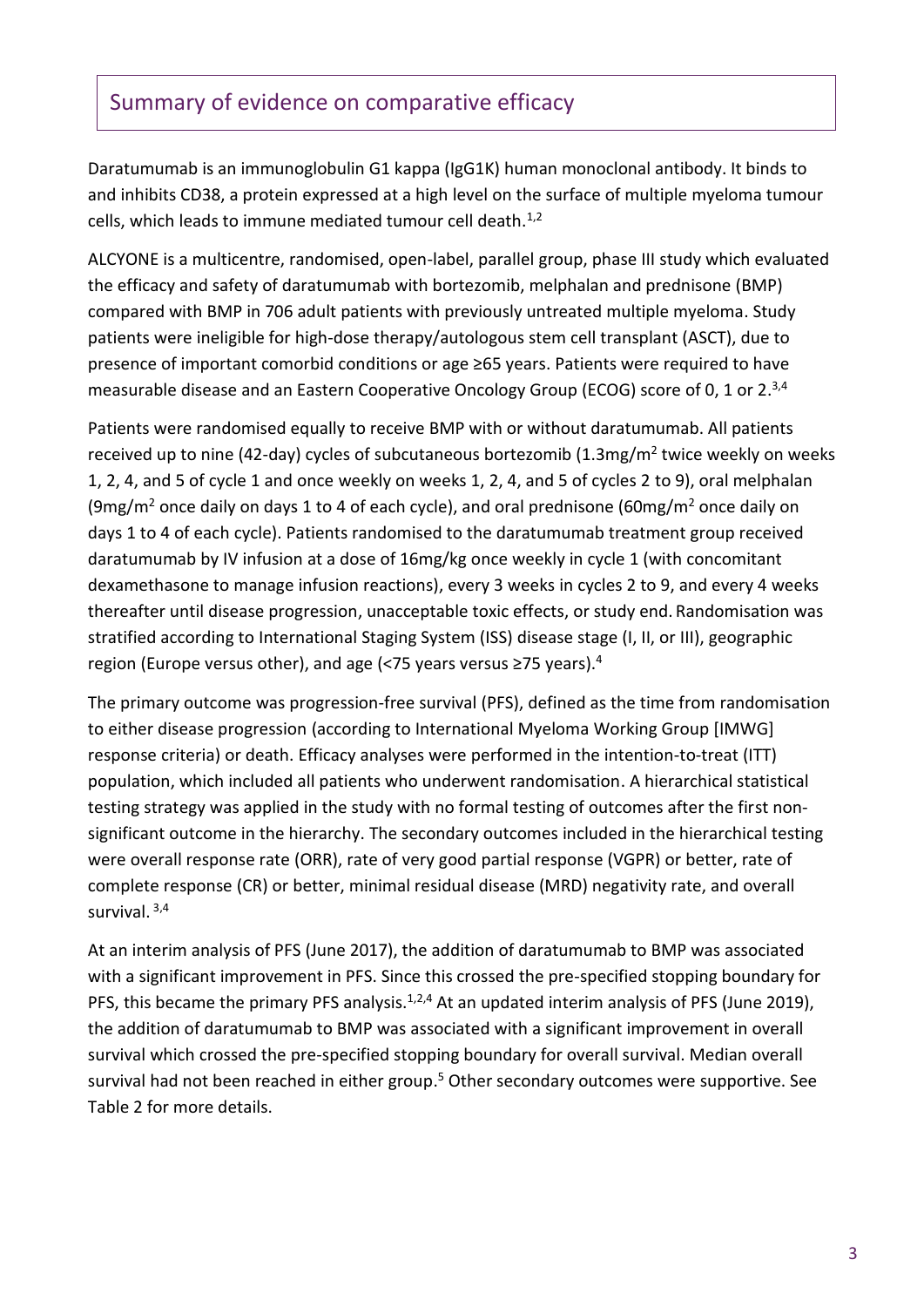## Summary of evidence on comparative efficacy

Daratumumab is an immunoglobulin G1 kappa (IgG1K) human monoclonal antibody. It binds to and inhibits CD38, a protein expressed at a high level on the surface of multiple myeloma tumour cells, which leads to immune mediated tumour cell death.[1,2]

ALCYONE is a multicentre, randomised, open-label, parallel group, phase III study which evaluated the efficacy and safety of daratumumab with bortezomib, melphalan and prednisone (BMP) compared with BMP in 706 adult patients with previously untreated multiple myeloma. Study patients were ineligible for high-dose therapy/autologous stem cell transplant (ASCT), due to presence of important comorbid conditions or age ≥65 years. Patients were required to have measurable disease and an Eastern Cooperative Oncology Group (ECOG) score of 0, 1 or 2.[3,4]

Patients were randomised equally to receive BMP with or without daratumumab. All patients received up to nine (42-day) cycles of subcutaneous bortezomib (1.3mg/m$^2$ twice weekly on weeks 1, 2, 4, and 5 of cycle 1 and once weekly on weeks 1, 2, 4, and 5 of cycles 2 to 9), oral melphalan (9mg/m$^2$ once daily on days 1 to 4 of each cycle), and oral prednisone (60mg/m$^2$ once daily on days 1 to 4 of each cycle). Patients randomised to the daratumumab treatment group received daratumumab by IV infusion at a dose of 16mg/kg once weekly in cycle 1 (with concomitant dexamethasone to manage infusion reactions), every 3 weeks in cycles 2 to 9, and every 4 weeks thereafter until disease progression, unacceptable toxic effects, or study end. Randomisation was stratified according to International Staging System (ISS) disease stage (I, II, or III), geographic region (Europe versus other), and age (<75 years versus ≥75 years).[4]

The primary outcome was progression-free survival (PFS), defined as the time from randomisation to either disease progression (according to International Myeloma Working Group [IMWG] response criteria) or death. Efficacy analyses were performed in the intention-to-treat (ITT) population, which included all patients who underwent randomisation. A hierarchical statistical testing strategy was applied in the study with no formal testing of outcomes after the first non-significant outcome in the hierarchy. The secondary outcomes included in the hierarchical testing were overall response rate (ORR), rate of very good partial response (VGPR) or better, rate of complete response (CR) or better, minimal residual disease (MRD) negativity rate, and overall survival.[3,4]

At an interim analysis of PFS (June 2017), the addition of daratumumab to BMP was associated with a significant improvement in PFS. Since this crossed the pre-specified stopping boundary for PFS, this became the primary PFS analysis.[1,2,4] At an updated interim analysis of PFS (June 2019), the addition of daratumumab to BMP was associated with a significant improvement in overall survival which crossed the pre-specified stopping boundary for overall survival. Median overall survival had not been reached in either group.[5] Other secondary outcomes were supportive. See Table 2 for more details.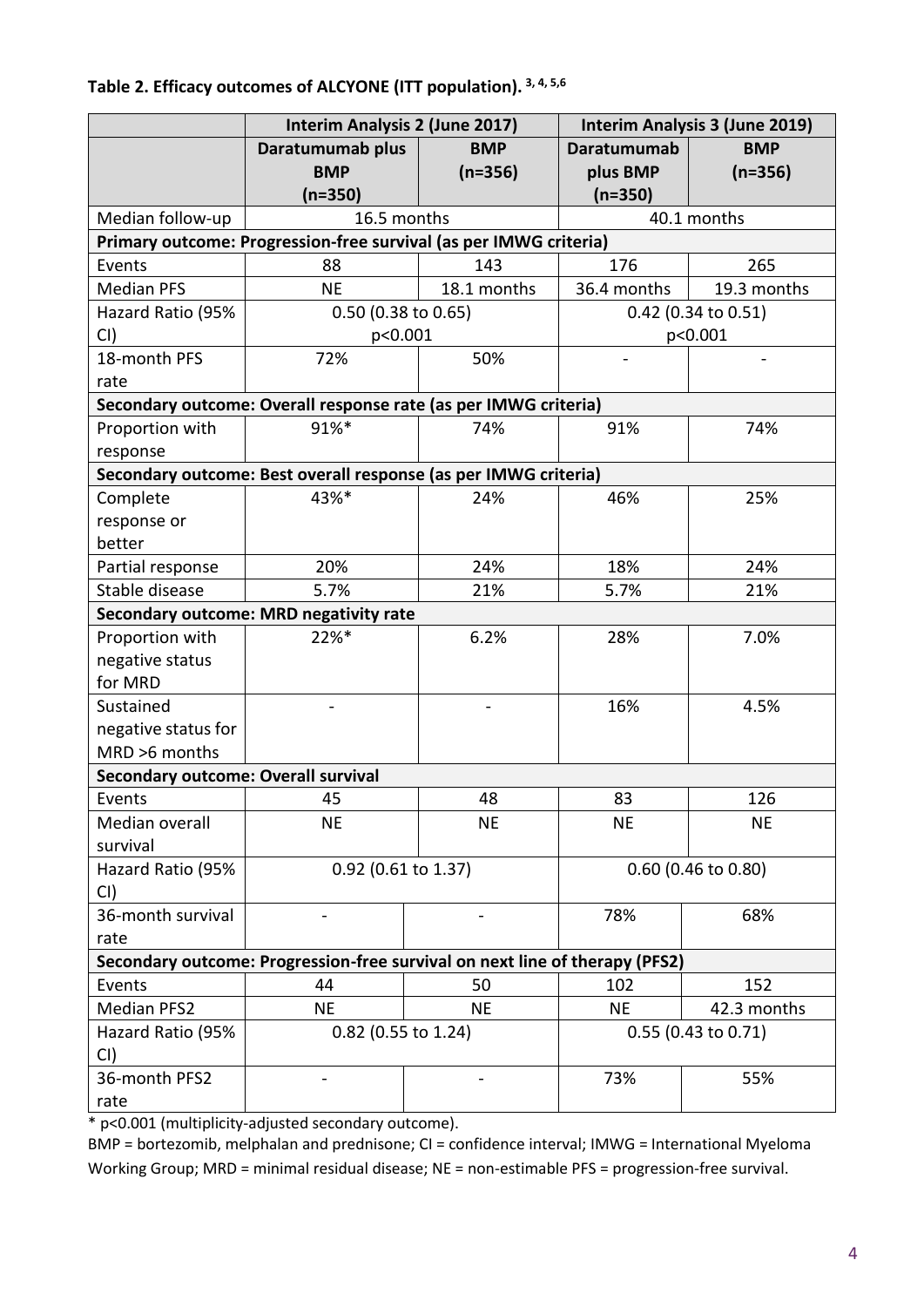**Table 2. Efficacy outcomes of ALCYONE (ITT population).** [3, 4, 5,6]

| | Interim Analysis 2 (June 2017) | | Interim Analysis 3 (June 2019) | |
|---|---|---|---|---|
| | Daratumumab plus BMP (n=350) | BMP (n=356) | Daratumumab plus BMP (n=350) | BMP (n=356) |
| Median follow-up | 16.5 months | | 40.1 months | |
| **Primary outcome: Progression-free survival (as per IMWG criteria)** | | | | |
| Events | 88 | 143 | 176 | 265 |
| Median PFS | NE | 18.1 months | 36.4 months | 19.3 months |
| Hazard Ratio (95% CI) | 0.50 (0.38 to 0.65) p<0.001 | | 0.42 (0.34 to 0.51) p<0.001 | |
| 18-month PFS rate | 72% | 50% | - | - |
| **Secondary outcome: Overall response rate (as per IMWG criteria)** | | | | |
| Proportion with response | 91%* | 74% | 91% | 74% |
| **Secondary outcome: Best overall response (as per IMWG criteria)** | | | | |
| Complete response or better | 43%* | 24% | 46% | 25% |
| Partial response | 20% | 24% | 18% | 24% |
| Stable disease | 5.7% | 21% | 5.7% | 21% |
| **Secondary outcome: MRD negativity rate** | | | | |
| Proportion with negative status for MRD | 22%* | 6.2% | 28% | 7.0% |
| Sustained negative status for MRD >6 months | - | - | 16% | 4.5% |
| **Secondary outcome: Overall survival** | | | | |
| Events | 45 | 48 | 83 | 126 |
| Median overall survival | NE | NE | NE | NE |
| Hazard Ratio (95% CI) | 0.92 (0.61 to 1.37) | | 0.60 (0.46 to 0.80) | |
| 36-month survival rate | - | - | 78% | 68% |
| **Secondary outcome: Progression-free survival on next line of therapy (PFS2)** | | | | |
| Events | 44 | 50 | 102 | 152 |
| Median PFS2 | NE | NE | NE | 42.3 months |
| Hazard Ratio (95% CI) | 0.82 (0.55 to 1.24) | | 0.55 (0.43 to 0.71) | |
| 36-month PFS2 rate | - | - | 73% | 55% |

\* p<0.001 (multiplicity-adjusted secondary outcome).

BMP = bortezomib, melphalan and prednisone; CI = confidence interval; IMWG = International Myeloma Working Group; MRD = minimal residual disease; NE = non-estimable PFS = progression-free survival.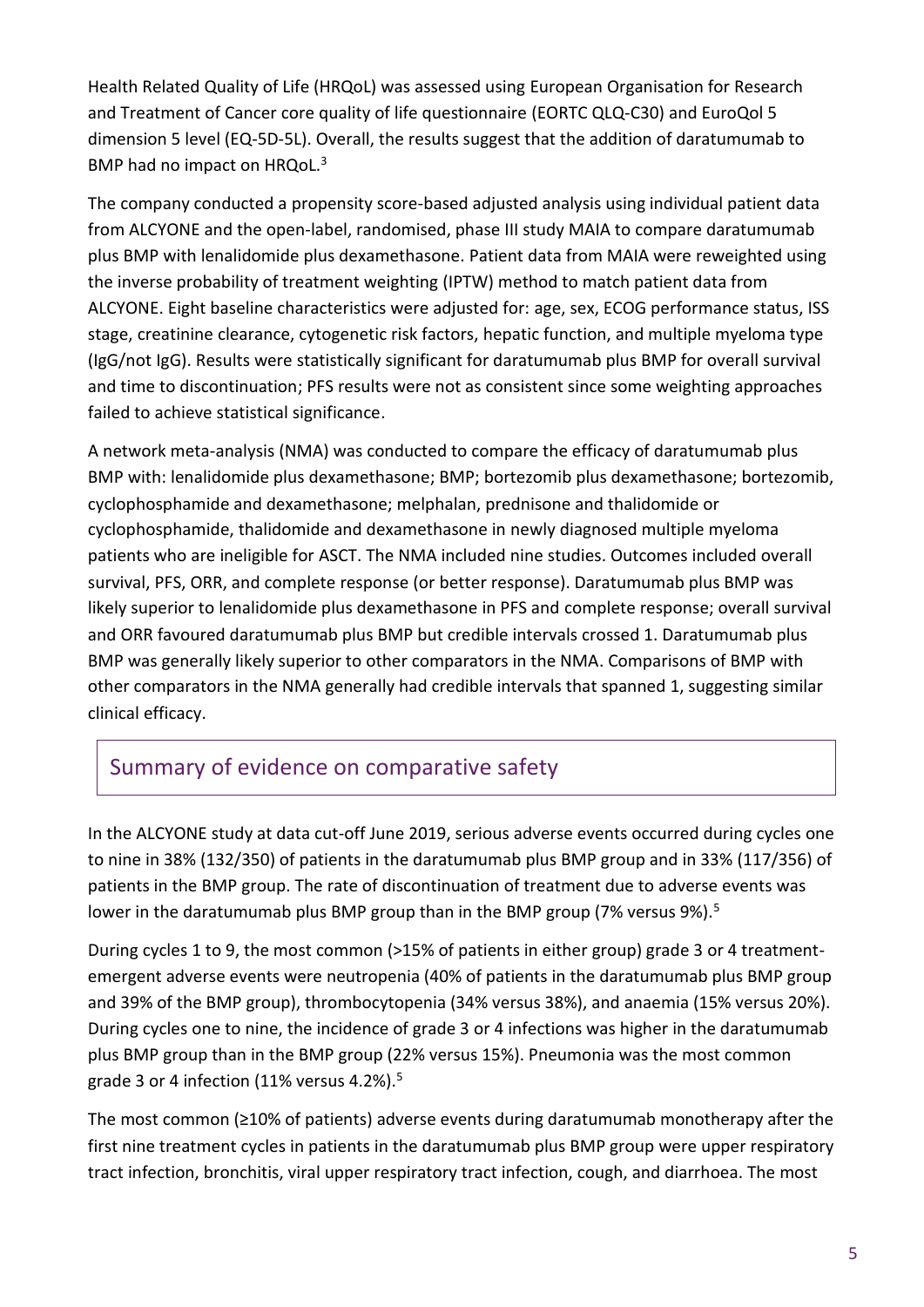Health Related Quality of Life (HRQoL) was assessed using European Organisation for Research and Treatment of Cancer core quality of life questionnaire (EORTC QLQ-C30) and EuroQol 5 dimension 5 level (EQ-5D-5L). Overall, the results suggest that the addition of daratumumab to BMP had no impact on HRQoL.[3]

The company conducted a propensity score-based adjusted analysis using individual patient data from ALCYONE and the open-label, randomised, phase III study MAIA to compare daratumumab plus BMP with lenalidomide plus dexamethasone. Patient data from MAIA were reweighted using the inverse probability of treatment weighting (IPTW) method to match patient data from ALCYONE. Eight baseline characteristics were adjusted for: age, sex, ECOG performance status, ISS stage, creatinine clearance, cytogenetic risk factors, hepatic function, and multiple myeloma type (IgG/not IgG). Results were statistically significant for daratumumab plus BMP for overall survival and time to discontinuation; PFS results were not as consistent since some weighting approaches failed to achieve statistical significance.

A network meta-analysis (NMA) was conducted to compare the efficacy of daratumumab plus BMP with: lenalidomide plus dexamethasone; BMP; bortezomib plus dexamethasone; bortezomib, cyclophosphamide and dexamethasone; melphalan, prednisone and thalidomide or cyclophosphamide, thalidomide and dexamethasone in newly diagnosed multiple myeloma patients who are ineligible for ASCT. The NMA included nine studies. Outcomes included overall survival, PFS, ORR, and complete response (or better response). Daratumumab plus BMP was likely superior to lenalidomide plus dexamethasone in PFS and complete response; overall survival and ORR favoured daratumumab plus BMP but credible intervals crossed 1. Daratumumab plus BMP was generally likely superior to other comparators in the NMA. Comparisons of BMP with other comparators in the NMA generally had credible intervals that spanned 1, suggesting similar clinical efficacy.

## Summary of evidence on comparative safety

In the ALCYONE study at data cut-off June 2019, serious adverse events occurred during cycles one to nine in 38% (132/350) of patients in the daratumumab plus BMP group and in 33% (117/356) of patients in the BMP group. The rate of discontinuation of treatment due to adverse events was lower in the daratumumab plus BMP group than in the BMP group (7% versus 9%).[5]

During cycles 1 to 9, the most common (>15% of patients in either group) grade 3 or 4 treatment-emergent adverse events were neutropenia (40% of patients in the daratumumab plus BMP group and 39% of the BMP group), thrombocytopenia (34% versus 38%), and anaemia (15% versus 20%). During cycles one to nine, the incidence of grade 3 or 4 infections was higher in the daratumumab plus BMP group than in the BMP group (22% versus 15%). Pneumonia was the most common grade 3 or 4 infection (11% versus 4.2%).[5]

The most common (≥10% of patients) adverse events during daratumumab monotherapy after the first nine treatment cycles in patients in the daratumumab plus BMP group were upper respiratory tract infection, bronchitis, viral upper respiratory tract infection, cough, and diarrhoea. The most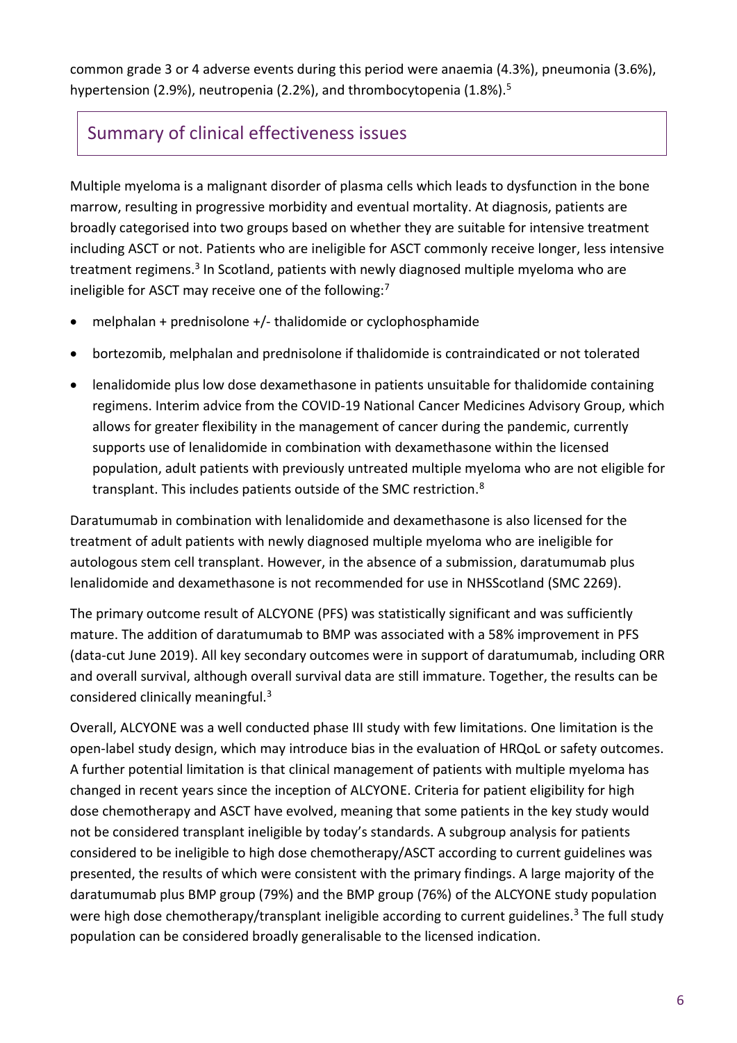common grade 3 or 4 adverse events during this period were anaemia (4.3%), pneumonia (3.6%), hypertension (2.9%), neutropenia (2.2%), and thrombocytopenia (1.8%).[5]

## Summary of clinical effectiveness issues

Multiple myeloma is a malignant disorder of plasma cells which leads to dysfunction in the bone marrow, resulting in progressive morbidity and eventual mortality. At diagnosis, patients are broadly categorised into two groups based on whether they are suitable for intensive treatment including ASCT or not. Patients who are ineligible for ASCT commonly receive longer, less intensive treatment regimens.[3] In Scotland, patients with newly diagnosed multiple myeloma who are ineligible for ASCT may receive one of the following:[7]

- melphalan + prednisolone +/- thalidomide or cyclophosphamide
- bortezomib, melphalan and prednisolone if thalidomide is contraindicated or not tolerated
- lenalidomide plus low dose dexamethasone in patients unsuitable for thalidomide containing regimens. Interim advice from the COVID-19 National Cancer Medicines Advisory Group, which allows for greater flexibility in the management of cancer during the pandemic, currently supports use of lenalidomide in combination with dexamethasone within the licensed population, adult patients with previously untreated multiple myeloma who are not eligible for transplant. This includes patients outside of the SMC restriction.[8]

Daratumumab in combination with lenalidomide and dexamethasone is also licensed for the treatment of adult patients with newly diagnosed multiple myeloma who are ineligible for autologous stem cell transplant. However, in the absence of a submission, daratumumab plus lenalidomide and dexamethasone is not recommended for use in NHSScotland (SMC 2269).

The primary outcome result of ALCYONE (PFS) was statistically significant and was sufficiently mature. The addition of daratumumab to BMP was associated with a 58% improvement in PFS (data-cut June 2019). All key secondary outcomes were in support of daratumumab, including ORR and overall survival, although overall survival data are still immature. Together, the results can be considered clinically meaningful.[3]

Overall, ALCYONE was a well conducted phase III study with few limitations. One limitation is the open-label study design, which may introduce bias in the evaluation of HRQoL or safety outcomes. A further potential limitation is that clinical management of patients with multiple myeloma has changed in recent years since the inception of ALCYONE. Criteria for patient eligibility for high dose chemotherapy and ASCT have evolved, meaning that some patients in the key study would not be considered transplant ineligible by today's standards. A subgroup analysis for patients considered to be ineligible to high dose chemotherapy/ASCT according to current guidelines was presented, the results of which were consistent with the primary findings. A large majority of the daratumumab plus BMP group (79%) and the BMP group (76%) of the ALCYONE study population were high dose chemotherapy/transplant ineligible according to current guidelines.[3] The full study population can be considered broadly generalisable to the licensed indication.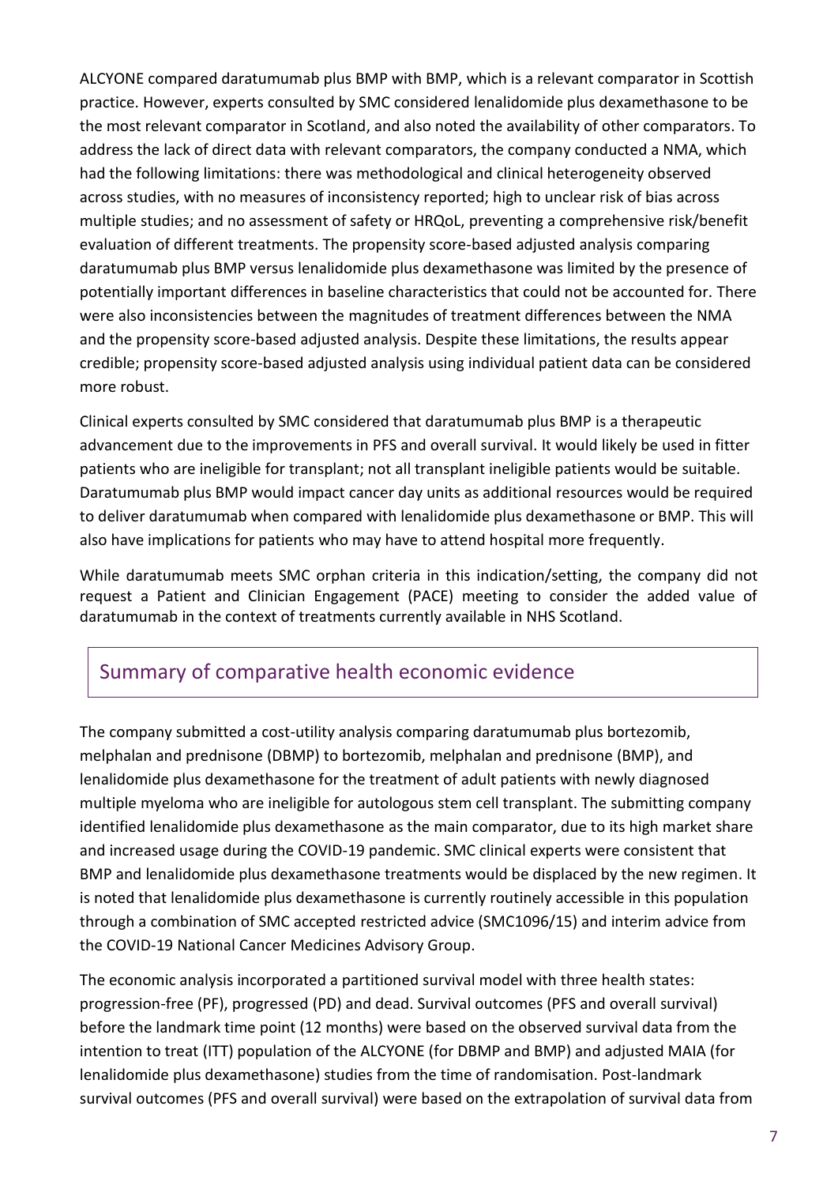ALCYONE compared daratumumab plus BMP with BMP, which is a relevant comparator in Scottish practice. However, experts consulted by SMC considered lenalidomide plus dexamethasone to be the most relevant comparator in Scotland, and also noted the availability of other comparators. To address the lack of direct data with relevant comparators, the company conducted a NMA, which had the following limitations: there was methodological and clinical heterogeneity observed across studies, with no measures of inconsistency reported; high to unclear risk of bias across multiple studies; and no assessment of safety or HRQoL, preventing a comprehensive risk/benefit evaluation of different treatments. The propensity score-based adjusted analysis comparing daratumumab plus BMP versus lenalidomide plus dexamethasone was limited by the presence of potentially important differences in baseline characteristics that could not be accounted for. There were also inconsistencies between the magnitudes of treatment differences between the NMA and the propensity score-based adjusted analysis. Despite these limitations, the results appear credible; propensity score-based adjusted analysis using individual patient data can be considered more robust.

Clinical experts consulted by SMC considered that daratumumab plus BMP is a therapeutic advancement due to the improvements in PFS and overall survival. It would likely be used in fitter patients who are ineligible for transplant; not all transplant ineligible patients would be suitable. Daratumumab plus BMP would impact cancer day units as additional resources would be required to deliver daratumumab when compared with lenalidomide plus dexamethasone or BMP. This will also have implications for patients who may have to attend hospital more frequently.

While daratumumab meets SMC orphan criteria in this indication/setting, the company did not request a Patient and Clinician Engagement (PACE) meeting to consider the added value of daratumumab in the context of treatments currently available in NHS Scotland.

## Summary of comparative health economic evidence

The company submitted a cost-utility analysis comparing daratumumab plus bortezomib, melphalan and prednisone (DBMP) to bortezomib, melphalan and prednisone (BMP), and lenalidomide plus dexamethasone for the treatment of adult patients with newly diagnosed multiple myeloma who are ineligible for autologous stem cell transplant. The submitting company identified lenalidomide plus dexamethasone as the main comparator, due to its high market share and increased usage during the COVID-19 pandemic. SMC clinical experts were consistent that BMP and lenalidomide plus dexamethasone treatments would be displaced by the new regimen. It is noted that lenalidomide plus dexamethasone is currently routinely accessible in this population through a combination of SMC accepted restricted advice (SMC1096/15) and interim advice from the COVID-19 National Cancer Medicines Advisory Group.

The economic analysis incorporated a partitioned survival model with three health states: progression-free (PF), progressed (PD) and dead. Survival outcomes (PFS and overall survival) before the landmark time point (12 months) were based on the observed survival data from the intention to treat (ITT) population of the ALCYONE (for DBMP and BMP) and adjusted MAIA (for lenalidomide plus dexamethasone) studies from the time of randomisation. Post-landmark survival outcomes (PFS and overall survival) were based on the extrapolation of survival data from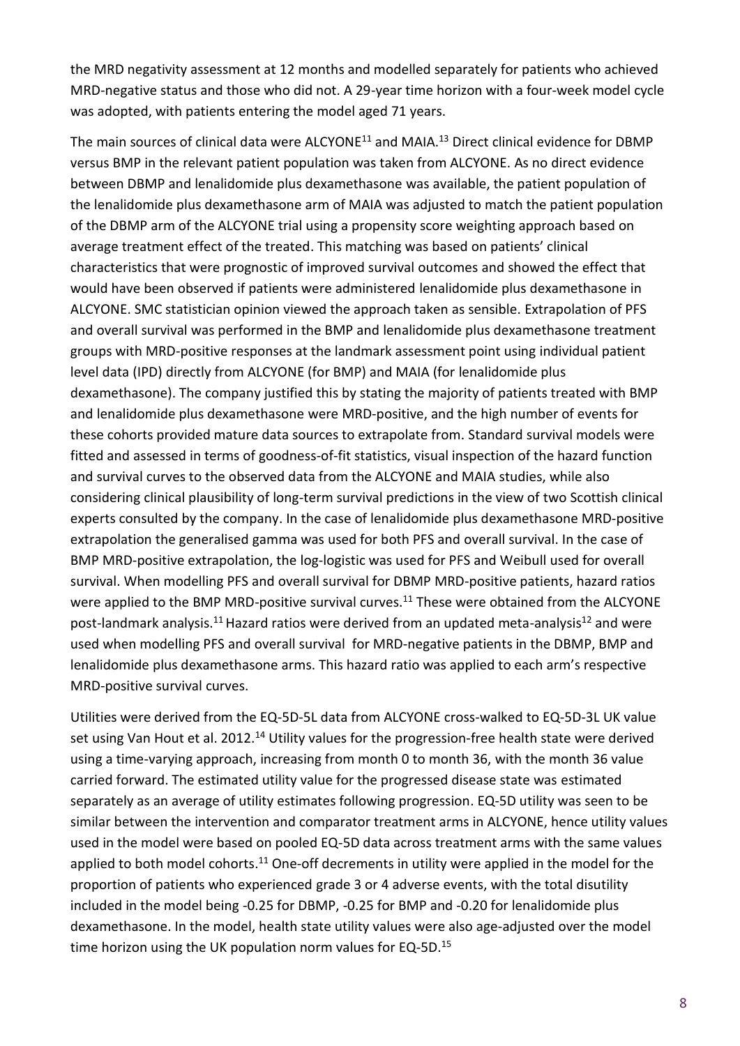the MRD negativity assessment at 12 months and modelled separately for patients who achieved MRD-negative status and those who did not. A 29-year time horizon with a four-week model cycle was adopted, with patients entering the model aged 71 years.

The main sources of clinical data were ALCYONE[11] and MAIA.[13] Direct clinical evidence for DBMP versus BMP in the relevant patient population was taken from ALCYONE. As no direct evidence between DBMP and lenalidomide plus dexamethasone was available, the patient population of the lenalidomide plus dexamethasone arm of MAIA was adjusted to match the patient population of the DBMP arm of the ALCYONE trial using a propensity score weighting approach based on average treatment effect of the treated. This matching was based on patients' clinical characteristics that were prognostic of improved survival outcomes and showed the effect that would have been observed if patients were administered lenalidomide plus dexamethasone in ALCYONE. SMC statistician opinion viewed the approach taken as sensible. Extrapolation of PFS and overall survival was performed in the BMP and lenalidomide plus dexamethasone treatment groups with MRD-positive responses at the landmark assessment point using individual patient level data (IPD) directly from ALCYONE (for BMP) and MAIA (for lenalidomide plus dexamethasone). The company justified this by stating the majority of patients treated with BMP and lenalidomide plus dexamethasone were MRD-positive, and the high number of events for these cohorts provided mature data sources to extrapolate from. Standard survival models were fitted and assessed in terms of goodness-of-fit statistics, visual inspection of the hazard function and survival curves to the observed data from the ALCYONE and MAIA studies, while also considering clinical plausibility of long-term survival predictions in the view of two Scottish clinical experts consulted by the company. In the case of lenalidomide plus dexamethasone MRD-positive extrapolation the generalised gamma was used for both PFS and overall survival. In the case of BMP MRD-positive extrapolation, the log-logistic was used for PFS and Weibull used for overall survival. When modelling PFS and overall survival for DBMP MRD-positive patients, hazard ratios were applied to the BMP MRD-positive survival curves.[11] These were obtained from the ALCYONE post-landmark analysis.[11] Hazard ratios were derived from an updated meta-analysis[12] and were used when modelling PFS and overall survival for MRD-negative patients in the DBMP, BMP and lenalidomide plus dexamethasone arms. This hazard ratio was applied to each arm's respective MRD-positive survival curves.

Utilities were derived from the EQ-5D-5L data from ALCYONE cross-walked to EQ-5D-3L UK value set using Van Hout et al. 2012.[14] Utility values for the progression-free health state were derived using a time-varying approach, increasing from month 0 to month 36, with the month 36 value carried forward. The estimated utility value for the progressed disease state was estimated separately as an average of utility estimates following progression. EQ-5D utility was seen to be similar between the intervention and comparator treatment arms in ALCYONE, hence utility values used in the model were based on pooled EQ-5D data across treatment arms with the same values applied to both model cohorts.[11] One-off decrements in utility were applied in the model for the proportion of patients who experienced grade 3 or 4 adverse events, with the total disutility included in the model being -0.25 for DBMP, -0.25 for BMP and -0.20 for lenalidomide plus dexamethasone. In the model, health state utility values were also age-adjusted over the model time horizon using the UK population norm values for EQ-5D.[15]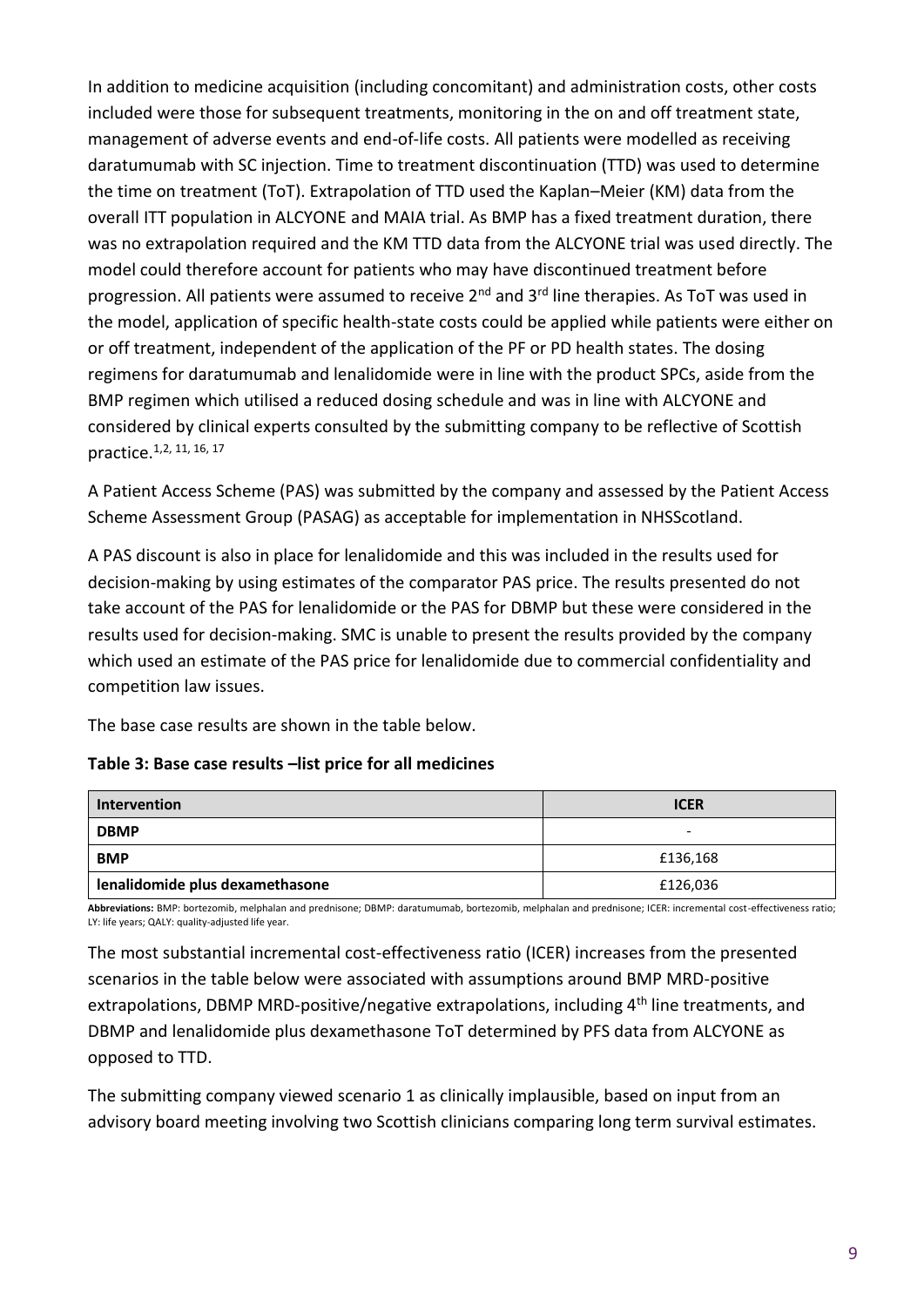In addition to medicine acquisition (including concomitant) and administration costs, other costs included were those for subsequent treatments, monitoring in the on and off treatment state, management of adverse events and end-of-life costs. All patients were modelled as receiving daratumumab with SC injection. Time to treatment discontinuation (TTD) was used to determine the time on treatment (ToT). Extrapolation of TTD used the Kaplan–Meier (KM) data from the overall ITT population in ALCYONE and MAIA trial. As BMP has a fixed treatment duration, there was no extrapolation required and the KM TTD data from the ALCYONE trial was used directly. The model could therefore account for patients who may have discontinued treatment before progression. All patients were assumed to receive 2nd and 3rd line therapies. As ToT was used in the model, application of specific health-state costs could be applied while patients were either on or off treatment, independent of the application of the PF or PD health states. The dosing regimens for daratumumab and lenalidomide were in line with the product SPCs, aside from the BMP regimen which utilised a reduced dosing schedule and was in line with ALCYONE and considered by clinical experts consulted by the submitting company to be reflective of Scottish practice.[1,2, 11, 16, 17]

A Patient Access Scheme (PAS) was submitted by the company and assessed by the Patient Access Scheme Assessment Group (PASAG) as acceptable for implementation in NHSScotland.

A PAS discount is also in place for lenalidomide and this was included in the results used for decision-making by using estimates of the comparator PAS price. The results presented do not take account of the PAS for lenalidomide or the PAS for DBMP but these were considered in the results used for decision-making. SMC is unable to present the results provided by the company which used an estimate of the PAS price for lenalidomide due to commercial confidentiality and competition law issues.

The base case results are shown in the table below.

**Table 3: Base case results –list price for all medicines**

| Intervention | ICER |
|---|---|
| **DBMP** | - |
| **BMP** | £136,168 |
| **lenalidomide plus dexamethasone** | £126,036 |

**Abbreviations:** BMP: bortezomib, melphalan and prednisone; DBMP: daratumumab, bortezomib, melphalan and prednisone; ICER: incremental cost-effectiveness ratio; LY: life years; QALY: quality-adjusted life year.

The most substantial incremental cost-effectiveness ratio (ICER) increases from the presented scenarios in the table below were associated with assumptions around BMP MRD-positive extrapolations, DBMP MRD-positive/negative extrapolations, including 4th line treatments, and DBMP and lenalidomide plus dexamethasone ToT determined by PFS data from ALCYONE as opposed to TTD.

The submitting company viewed scenario 1 as clinically implausible, based on input from an advisory board meeting involving two Scottish clinicians comparing long term survival estimates.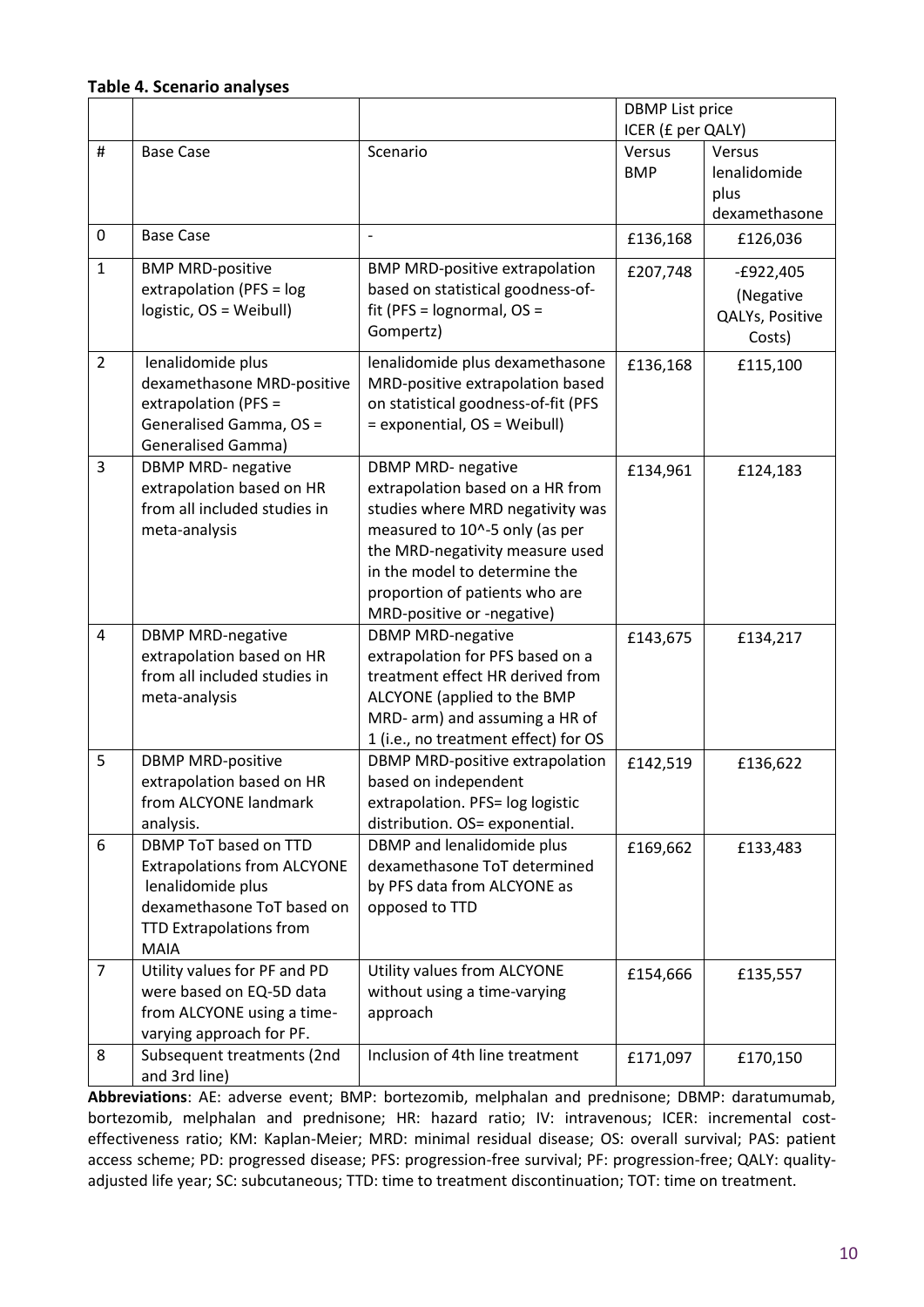**Table 4. Scenario analyses**

| | | | DBMP List price ICER (£ per QALY) | |
|---|---|---|---|---|
| # | Base Case | Scenario | Versus BMP | Versus lenalidomide plus dexamethasone |
| 0 | Base Case | - | £136,168 | £126,036 |
| 1 | BMP MRD-positive extrapolation (PFS = log logistic, OS = Weibull) | BMP MRD-positive extrapolation based on statistical goodness-of-fit (PFS = lognormal, OS = Gompertz) | £207,748 | -£922,405 (Negative QALYs, Positive Costs) |
| 2 | lenalidomide plus dexamethasone MRD-positive extrapolation (PFS = Generalised Gamma, OS = Generalised Gamma) | lenalidomide plus dexamethasone MRD-positive extrapolation based on statistical goodness-of-fit (PFS = exponential, OS = Weibull) | £136,168 | £115,100 |
| 3 | DBMP MRD- negative extrapolation based on HR from all included studies in meta-analysis | DBMP MRD- negative extrapolation based on a HR from studies where MRD negativity was measured to 10^-5 only (as per the MRD-negativity measure used in the model to determine the proportion of patients who are MRD-positive or -negative) | £134,961 | £124,183 |
| 4 | DBMP MRD-negative extrapolation based on HR from all included studies in meta-analysis | DBMP MRD-negative extrapolation for PFS based on a treatment effect HR derived from ALCYONE (applied to the BMP MRD- arm) and assuming a HR of 1 (i.e., no treatment effect) for OS | £143,675 | £134,217 |
| 5 | DBMP MRD-positive extrapolation based on HR from ALCYONE landmark analysis. | DBMP MRD-positive extrapolation based on independent extrapolation. PFS= log logistic distribution. OS= exponential. | £142,519 | £136,622 |
| 6 | DBMP ToT based on TTD Extrapolations from ALCYONE lenalidomide plus dexamethasone ToT based on TTD Extrapolations from MAIA | DBMP and lenalidomide plus dexamethasone ToT determined by PFS data from ALCYONE as opposed to TTD | £169,662 | £133,483 |
| 7 | Utility values for PF and PD were based on EQ-5D data from ALCYONE using a time-varying approach for PF. | Utility values from ALCYONE without using a time-varying approach | £154,666 | £135,557 |
| 8 | Subsequent treatments (2nd and 3rd line) | Inclusion of 4th line treatment | £171,097 | £170,150 |

**Abbreviations**: AE: adverse event; BMP: bortezomib, melphalan and prednisone; DBMP: daratumumab, bortezomib, melphalan and prednisone; HR: hazard ratio; IV: intravenous; ICER: incremental cost-effectiveness ratio; KM: Kaplan-Meier; MRD: minimal residual disease; OS: overall survival; PAS: patient access scheme; PD: progressed disease; PFS: progression-free survival; PF: progression-free; QALY: quality-adjusted life year; SC: subcutaneous; TTD: time to treatment discontinuation; TOT: time on treatment.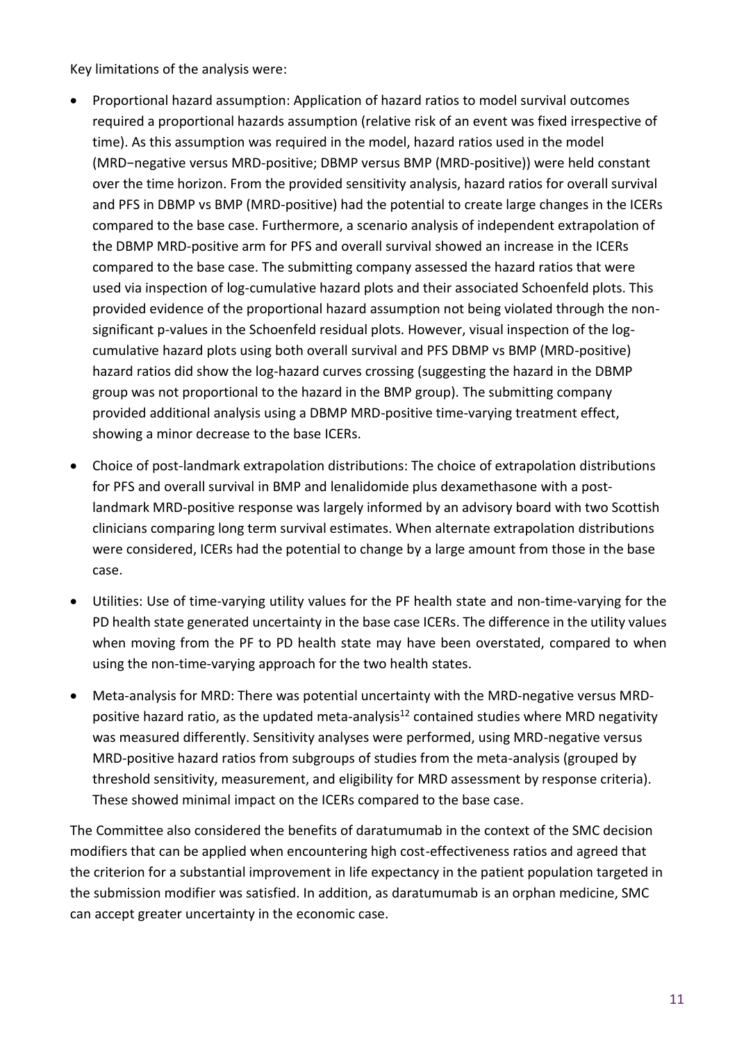Key limitations of the analysis were:

- Proportional hazard assumption: Application of hazard ratios to model survival outcomes required a proportional hazards assumption (relative risk of an event was fixed irrespective of time). As this assumption was required in the model, hazard ratios used in the model (MRD−negative versus MRD-positive; DBMP versus BMP (MRD-positive)) were held constant over the time horizon. From the provided sensitivity analysis, hazard ratios for overall survival and PFS in DBMP vs BMP (MRD-positive) had the potential to create large changes in the ICERs compared to the base case. Furthermore, a scenario analysis of independent extrapolation of the DBMP MRD-positive arm for PFS and overall survival showed an increase in the ICERs compared to the base case. The submitting company assessed the hazard ratios that were used via inspection of log-cumulative hazard plots and their associated Schoenfeld plots. This provided evidence of the proportional hazard assumption not being violated through the non-significant p-values in the Schoenfeld residual plots. However, visual inspection of the log-cumulative hazard plots using both overall survival and PFS DBMP vs BMP (MRD-positive) hazard ratios did show the log-hazard curves crossing (suggesting the hazard in the DBMP group was not proportional to the hazard in the BMP group). The submitting company provided additional analysis using a DBMP MRD-positive time-varying treatment effect, showing a minor decrease to the base ICERs.
- Choice of post-landmark extrapolation distributions: The choice of extrapolation distributions for PFS and overall survival in BMP and lenalidomide plus dexamethasone with a post-landmark MRD-positive response was largely informed by an advisory board with two Scottish clinicians comparing long term survival estimates. When alternate extrapolation distributions were considered, ICERs had the potential to change by a large amount from those in the base case.
- Utilities: Use of time-varying utility values for the PF health state and non-time-varying for the PD health state generated uncertainty in the base case ICERs. The difference in the utility values when moving from the PF to PD health state may have been overstated, compared to when using the non-time-varying approach for the two health states.
- Meta-analysis for MRD: There was potential uncertainty with the MRD-negative versus MRD-positive hazard ratio, as the updated meta-analysis[12] contained studies where MRD negativity was measured differently. Sensitivity analyses were performed, using MRD-negative versus MRD-positive hazard ratios from subgroups of studies from the meta-analysis (grouped by threshold sensitivity, measurement, and eligibility for MRD assessment by response criteria). These showed minimal impact on the ICERs compared to the base case.

The Committee also considered the benefits of daratumumab in the context of the SMC decision modifiers that can be applied when encountering high cost-effectiveness ratios and agreed that the criterion for a substantial improvement in life expectancy in the patient population targeted in the submission modifier was satisfied. In addition, as daratumumab is an orphan medicine, SMC can accept greater uncertainty in the economic case.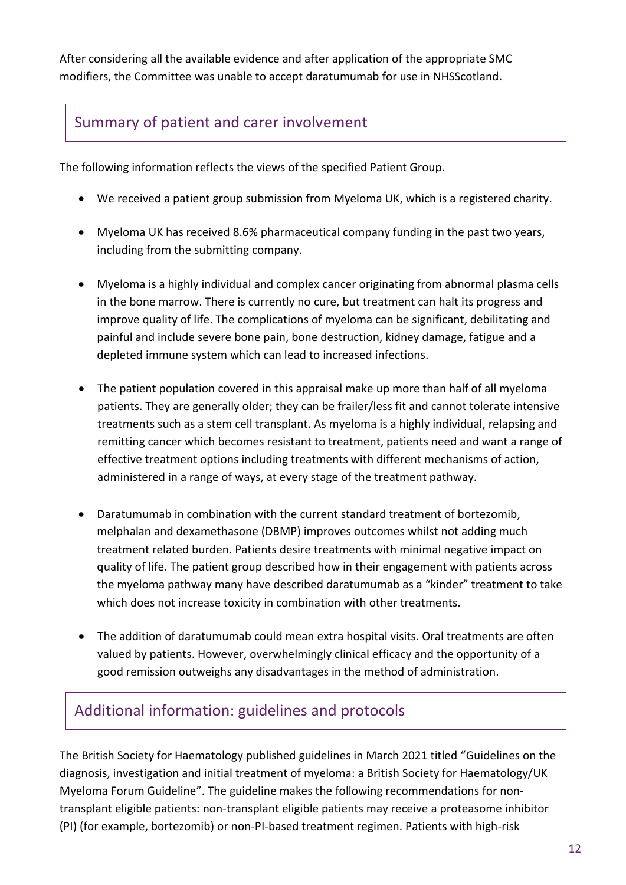After considering all the available evidence and after application of the appropriate SMC modifiers, the Committee was unable to accept daratumumab for use in NHSScotland.

## Summary of patient and carer involvement

The following information reflects the views of the specified Patient Group.

- We received a patient group submission from Myeloma UK, which is a registered charity.
- Myeloma UK has received 8.6% pharmaceutical company funding in the past two years, including from the submitting company.
- Myeloma is a highly individual and complex cancer originating from abnormal plasma cells in the bone marrow. There is currently no cure, but treatment can halt its progress and improve quality of life. The complications of myeloma can be significant, debilitating and painful and include severe bone pain, bone destruction, kidney damage, fatigue and a depleted immune system which can lead to increased infections.
- The patient population covered in this appraisal make up more than half of all myeloma patients. They are generally older; they can be frailer/less fit and cannot tolerate intensive treatments such as a stem cell transplant. As myeloma is a highly individual, relapsing and remitting cancer which becomes resistant to treatment, patients need and want a range of effective treatment options including treatments with different mechanisms of action, administered in a range of ways, at every stage of the treatment pathway.
- Daratumumab in combination with the current standard treatment of bortezomib, melphalan and dexamethasone (DBMP) improves outcomes whilst not adding much treatment related burden. Patients desire treatments with minimal negative impact on quality of life. The patient group described how in their engagement with patients across the myeloma pathway many have described daratumumab as a "kinder" treatment to take which does not increase toxicity in combination with other treatments.
- The addition of daratumumab could mean extra hospital visits. Oral treatments are often valued by patients. However, overwhelmingly clinical efficacy and the opportunity of a good remission outweighs any disadvantages in the method of administration.

## Additional information: guidelines and protocols

The British Society for Haematology published guidelines in March 2021 titled "Guidelines on the diagnosis, investigation and initial treatment of myeloma: a British Society for Haematology/UK Myeloma Forum Guideline". The guideline makes the following recommendations for non-transplant eligible patients: non-transplant eligible patients may receive a proteasome inhibitor (PI) (for example, bortezomib) or non-PI-based treatment regimen. Patients with high-risk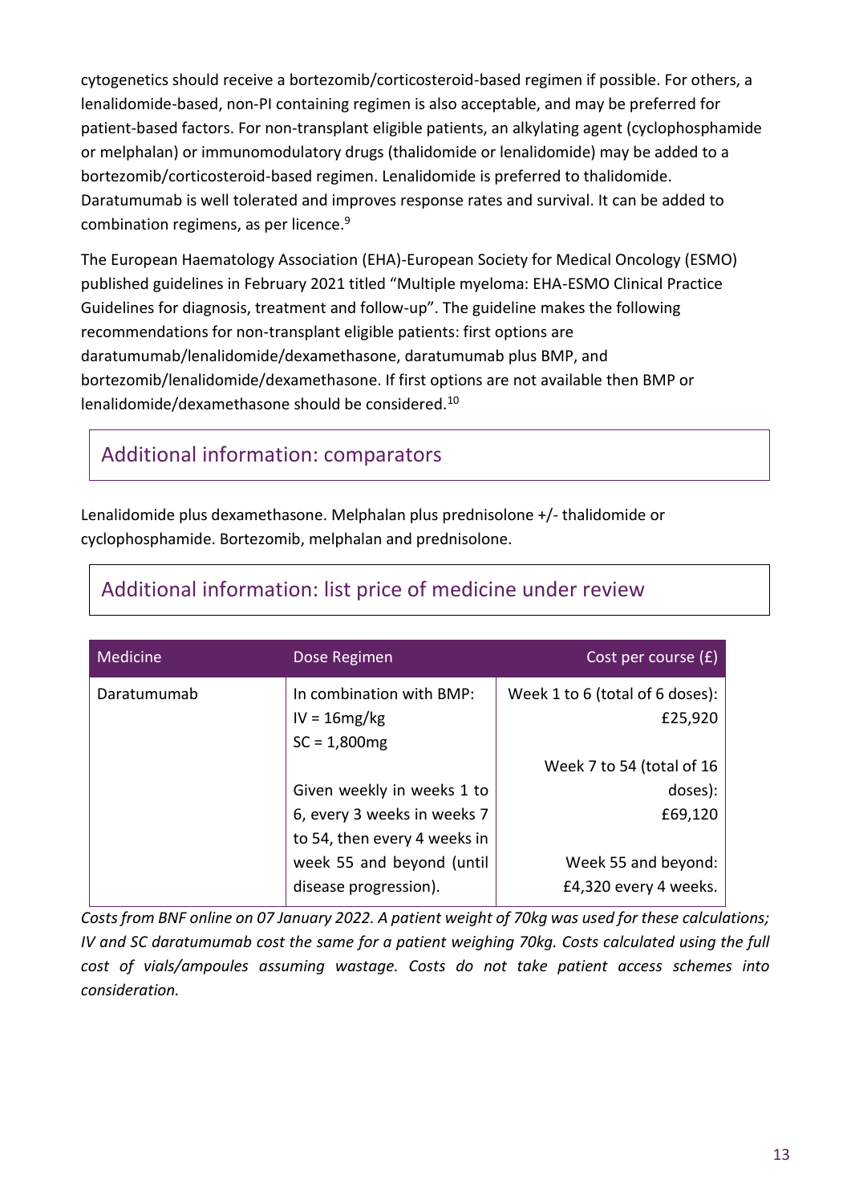cytogenetics should receive a bortezomib/corticosteroid-based regimen if possible. For others, a lenalidomide-based, non-PI containing regimen is also acceptable, and may be preferred for patient-based factors. For non-transplant eligible patients, an alkylating agent (cyclophosphamide or melphalan) or immunomodulatory drugs (thalidomide or lenalidomide) may be added to a bortezomib/corticosteroid-based regimen. Lenalidomide is preferred to thalidomide. Daratumumab is well tolerated and improves response rates and survival. It can be added to combination regimens, as per licence.[9]

The European Haematology Association (EHA)-European Society for Medical Oncology (ESMO) published guidelines in February 2021 titled "Multiple myeloma: EHA-ESMO Clinical Practice Guidelines for diagnosis, treatment and follow-up". The guideline makes the following recommendations for non-transplant eligible patients: first options are daratumumab/lenalidomide/dexamethasone, daratumumab plus BMP, and bortezomib/lenalidomide/dexamethasone. If first options are not available then BMP or lenalidomide/dexamethasone should be considered.[10]

## Additional information: comparators

Lenalidomide plus dexamethasone. Melphalan plus prednisolone +/- thalidomide or cyclophosphamide. Bortezomib, melphalan and prednisolone.

## Additional information: list price of medicine under review

| Medicine | Dose Regimen | Cost per course (£) |
|---|---|---|
| Daratumumab | In combination with BMP:<br>IV = 16mg/kg<br>SC = 1,800mg<br><br>Given weekly in weeks 1 to 6, every 3 weeks in weeks 7 to 54, then every 4 weeks in week 55 and beyond (until disease progression). | Week 1 to 6 (total of 6 doses): £25,920<br><br>Week 7 to 54 (total of 16 doses): £69,120<br><br>Week 55 and beyond: £4,320 every 4 weeks. |

*Costs from BNF online on 07 January 2022. A patient weight of 70kg was used for these calculations; IV and SC daratumumab cost the same for a patient weighing 70kg. Costs calculated using the full cost of vials/ampoules assuming wastage. Costs do not take patient access schemes into consideration.*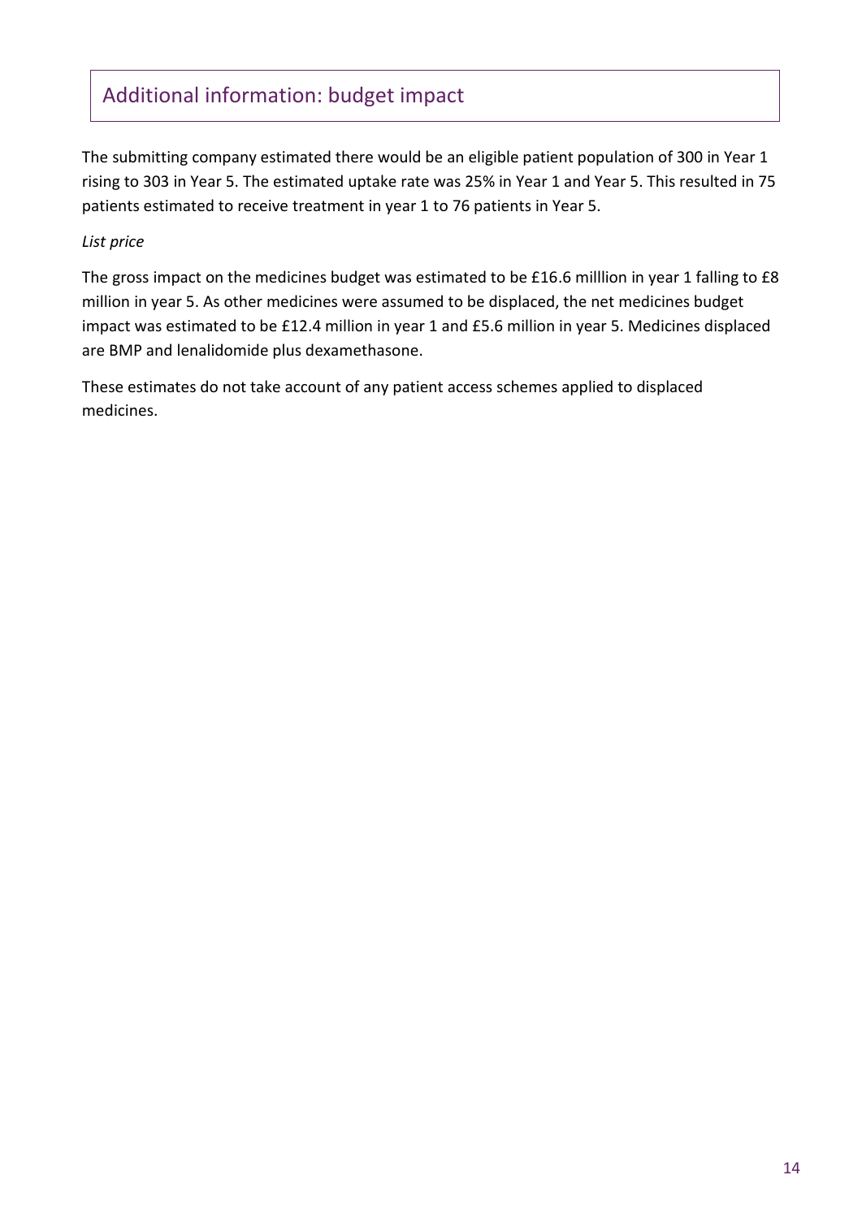## Additional information: budget impact

The submitting company estimated there would be an eligible patient population of 300 in Year 1 rising to 303 in Year 5. The estimated uptake rate was 25% in Year 1 and Year 5. This resulted in 75 patients estimated to receive treatment in year 1 to 76 patients in Year 5.

*List price*

The gross impact on the medicines budget was estimated to be £16.6 milllion in year 1 falling to £8 million in year 5. As other medicines were assumed to be displaced, the net medicines budget impact was estimated to be £12.4 million in year 1 and £5.6 million in year 5. Medicines displaced are BMP and lenalidomide plus dexamethasone.

These estimates do not take account of any patient access schemes applied to displaced medicines.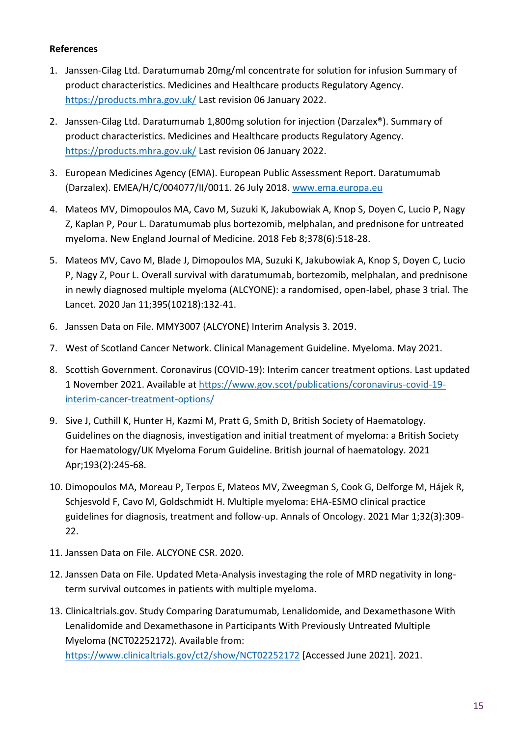**References**

1. Janssen-Cilag Ltd. Daratumumab 20mg/ml concentrate for solution for infusion Summary of product characteristics. Medicines and Healthcare products Regulatory Agency. https://products.mhra.gov.uk/ Last revision 06 January 2022.
2. Janssen-Cilag Ltd. Daratumumab 1,800mg solution for injection (Darzalex®). Summary of product characteristics. Medicines and Healthcare products Regulatory Agency. https://products.mhra.gov.uk/ Last revision 06 January 2022.
3. European Medicines Agency (EMA). European Public Assessment Report. Daratumumab (Darzalex). EMEA/H/C/004077/II/0011. 26 July 2018. www.ema.europa.eu
4. Mateos MV, Dimopoulos MA, Cavo M, Suzuki K, Jakubowiak A, Knop S, Doyen C, Lucio P, Nagy Z, Kaplan P, Pour L. Daratumumab plus bortezomib, melphalan, and prednisone for untreated myeloma. New England Journal of Medicine. 2018 Feb 8;378(6):518-28.
5. Mateos MV, Cavo M, Blade J, Dimopoulos MA, Suzuki K, Jakubowiak A, Knop S, Doyen C, Lucio P, Nagy Z, Pour L. Overall survival with daratumumab, bortezomib, melphalan, and prednisone in newly diagnosed multiple myeloma (ALCYONE): a randomised, open-label, phase 3 trial. The Lancet. 2020 Jan 11;395(10218):132-41.
6. Janssen Data on File. MMY3007 (ALCYONE) Interim Analysis 3. 2019.
7. West of Scotland Cancer Network. Clinical Management Guideline. Myeloma. May 2021.
8. Scottish Government. Coronavirus (COVID-19): Interim cancer treatment options. Last updated 1 November 2021. Available at https://www.gov.scot/publications/coronavirus-covid-19-interim-cancer-treatment-options/
9. Sive J, Cuthill K, Hunter H, Kazmi M, Pratt G, Smith D, British Society of Haematology. Guidelines on the diagnosis, investigation and initial treatment of myeloma: a British Society for Haematology/UK Myeloma Forum Guideline. British journal of haematology. 2021 Apr;193(2):245-68.
10. Dimopoulos MA, Moreau P, Terpos E, Mateos MV, Zweegman S, Cook G, Delforge M, Hájek R, Schjesvold F, Cavo M, Goldschmidt H. Multiple myeloma: EHA-ESMO clinical practice guidelines for diagnosis, treatment and follow-up. Annals of Oncology. 2021 Mar 1;32(3):309-22.
11. Janssen Data on File. ALCYONE CSR. 2020.
12. Janssen Data on File. Updated Meta-Analysis investaging the role of MRD negativity in long-term survival outcomes in patients with multiple myeloma.
13. Clinicaltrials.gov. Study Comparing Daratumumab, Lenalidomide, and Dexamethasone With Lenalidomide and Dexamethasone in Participants With Previously Untreated Multiple Myeloma (NCT02252172). Available from: https://www.clinicaltrials.gov/ct2/show/NCT02252172 [Accessed June 2021]. 2021.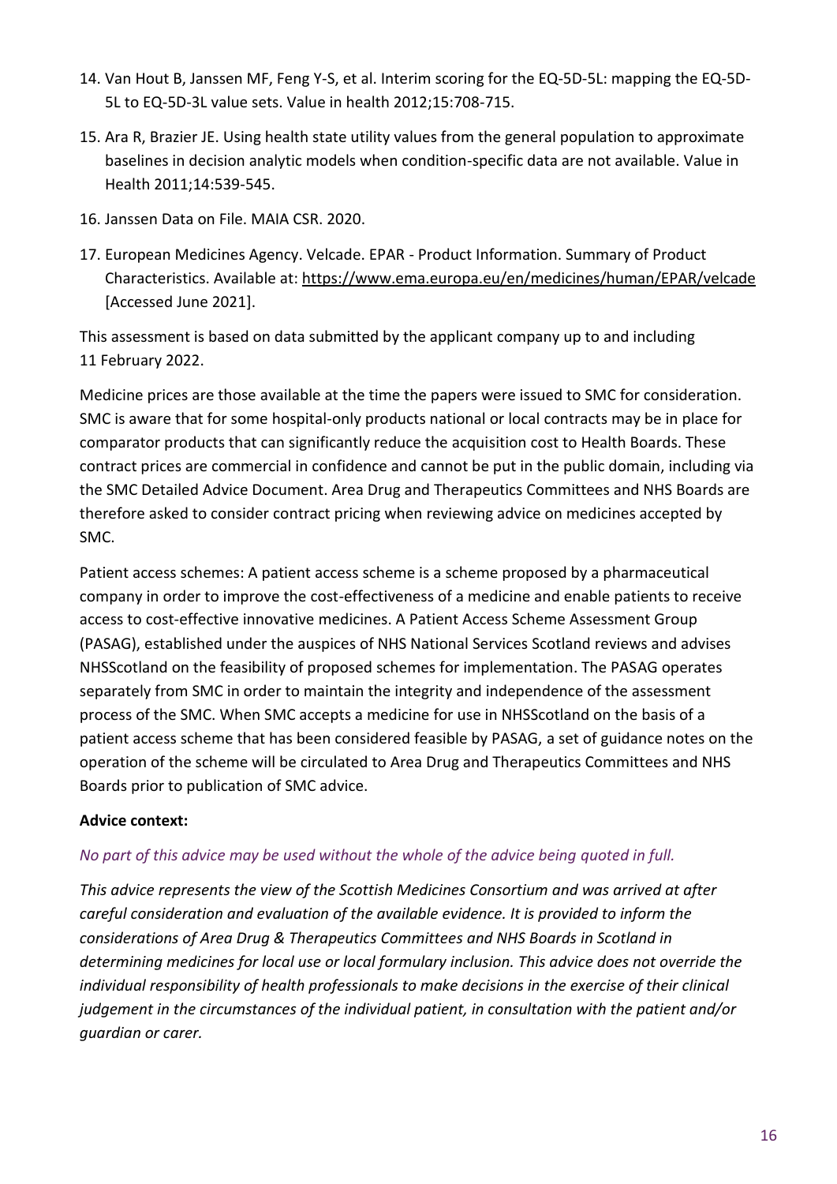14. Van Hout B, Janssen MF, Feng Y-S, et al. Interim scoring for the EQ-5D-5L: mapping the EQ-5D-5L to EQ-5D-3L value sets. Value in health 2012;15:708-715.
15. Ara R, Brazier JE. Using health state utility values from the general population to approximate baselines in decision analytic models when condition-specific data are not available. Value in Health 2011;14:539-545.
16. Janssen Data on File. MAIA CSR. 2020.
17. European Medicines Agency. Velcade. EPAR - Product Information. Summary of Product Characteristics. Available at: https://www.ema.europa.eu/en/medicines/human/EPAR/velcade [Accessed June 2021].

This assessment is based on data submitted by the applicant company up to and including 11 February 2022.

Medicine prices are those available at the time the papers were issued to SMC for consideration. SMC is aware that for some hospital-only products national or local contracts may be in place for comparator products that can significantly reduce the acquisition cost to Health Boards. These contract prices are commercial in confidence and cannot be put in the public domain, including via the SMC Detailed Advice Document. Area Drug and Therapeutics Committees and NHS Boards are therefore asked to consider contract pricing when reviewing advice on medicines accepted by SMC.

Patient access schemes: A patient access scheme is a scheme proposed by a pharmaceutical company in order to improve the cost-effectiveness of a medicine and enable patients to receive access to cost-effective innovative medicines. A Patient Access Scheme Assessment Group (PASAG), established under the auspices of NHS National Services Scotland reviews and advises NHSScotland on the feasibility of proposed schemes for implementation. The PASAG operates separately from SMC in order to maintain the integrity and independence of the assessment process of the SMC. When SMC accepts a medicine for use in NHSScotland on the basis of a patient access scheme that has been considered feasible by PASAG, a set of guidance notes on the operation of the scheme will be circulated to Area Drug and Therapeutics Committees and NHS Boards prior to publication of SMC advice.

**Advice context:**

*No part of this advice may be used without the whole of the advice being quoted in full.*

*This advice represents the view of the Scottish Medicines Consortium and was arrived at after careful consideration and evaluation of the available evidence. It is provided to inform the considerations of Area Drug & Therapeutics Committees and NHS Boards in Scotland in determining medicines for local use or local formulary inclusion. This advice does not override the individual responsibility of health professionals to make decisions in the exercise of their clinical judgement in the circumstances of the individual patient, in consultation with the patient and/or guardian or carer.*